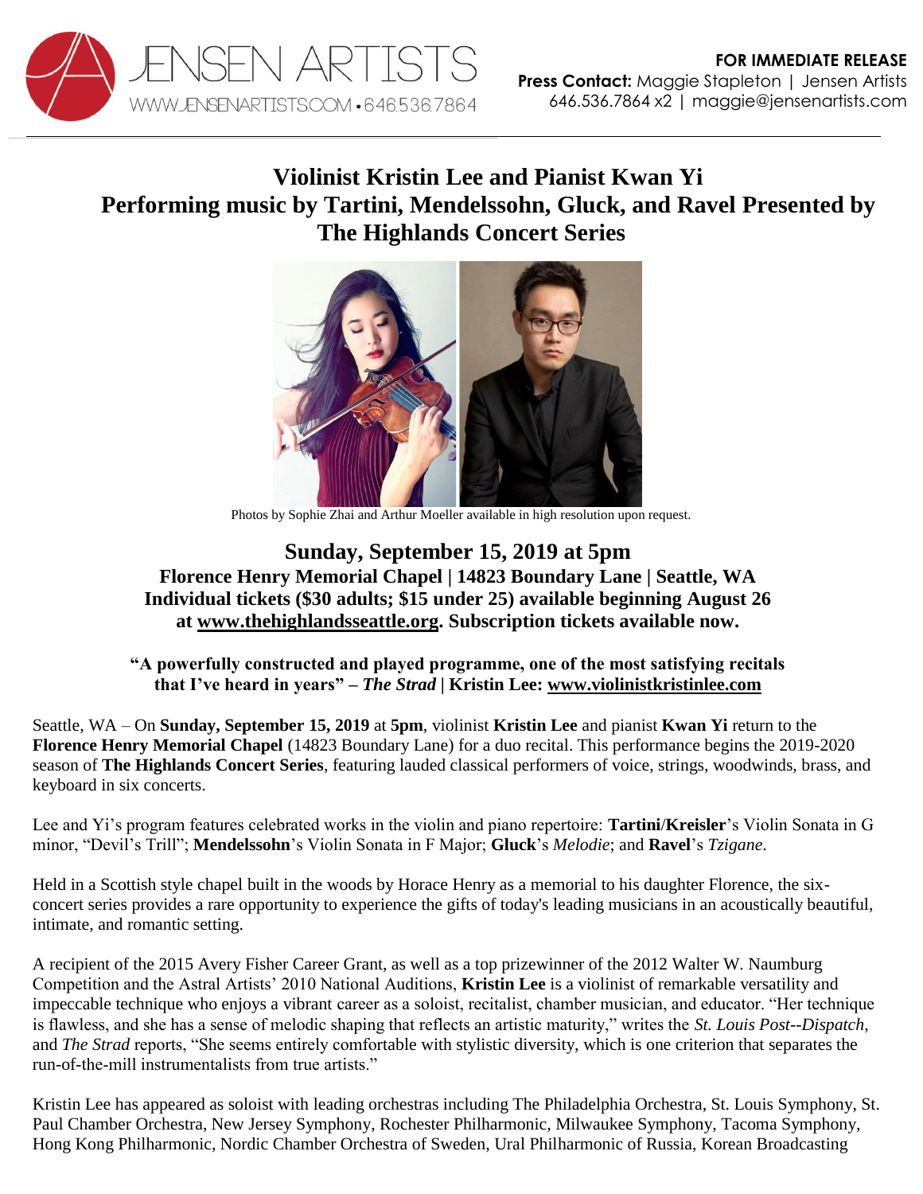JENSEN ARTISTS
WWW.JENSENARTISTS.COM • 646.536.7864

**FOR IMMEDIATE RELEASE**
**Press Contact:** Maggie Stapleton | Jensen Artists
646.536.7864 x2 | maggie@jensenartists.com

# Violinist Kristin Lee and Pianist Kwan Yi Performing music by Tartini, Mendelssohn, Gluck, and Ravel Presented by The Highlands Concert Series

Photos by Sophie Zhai and Arthur Moeller available in high resolution upon request.

## Sunday, September 15, 2019 at 5pm

**Florence Henry Memorial Chapel | 14823 Boundary Lane | Seattle, WA**
**Individual tickets ($30 adults; $15 under 25) available beginning August 26 at www.thehighlandsseattle.org. Subscription tickets available now.**

**"A powerfully constructed and played programme, one of the most satisfying recitals that I've heard in years" – *The Strad* | Kristin Lee: www.violinistkristinlee.com**

Seattle, WA – On **Sunday, September 15, 2019** at **5pm**, violinist **Kristin Lee** and pianist **Kwan Yi** return to the **Florence Henry Memorial Chapel** (14823 Boundary Lane) for a duo recital. This performance begins the 2019-2020 season of **The Highlands Concert Series**, featuring lauded classical performers of voice, strings, woodwinds, brass, and keyboard in six concerts.

Lee and Yi's program features celebrated works in the violin and piano repertoire: **Tartini**/**Kreisler**'s Violin Sonata in G minor, "Devil's Trill"; **Mendelssohn**'s Violin Sonata in F Major; **Gluck**'s *Melodie*; and **Ravel**'s *Tzigane*.

Held in a Scottish style chapel built in the woods by Horace Henry as a memorial to his daughter Florence, the six-concert series provides a rare opportunity to experience the gifts of today's leading musicians in an acoustically beautiful, intimate, and romantic setting.

A recipient of the 2015 Avery Fisher Career Grant, as well as a top prizewinner of the 2012 Walter W. Naumburg Competition and the Astral Artists' 2010 National Auditions, **Kristin Lee** is a violinist of remarkable versatility and impeccable technique who enjoys a vibrant career as a soloist, recitalist, chamber musician, and educator. "Her technique is flawless, and she has a sense of melodic shaping that reflects an artistic maturity," writes the *St. Louis Post--Dispatch*, and *The Strad* reports, "She seems entirely comfortable with stylistic diversity, which is one criterion that separates the run-of-the-mill instrumentalists from true artists."

Kristin Lee has appeared as soloist with leading orchestras including The Philadelphia Orchestra, St. Louis Symphony, St. Paul Chamber Orchestra, New Jersey Symphony, Rochester Philharmonic, Milwaukee Symphony, Tacoma Symphony, Hong Kong Philharmonic, Nordic Chamber Orchestra of Sweden, Ural Philharmonic of Russia, Korean Broadcasting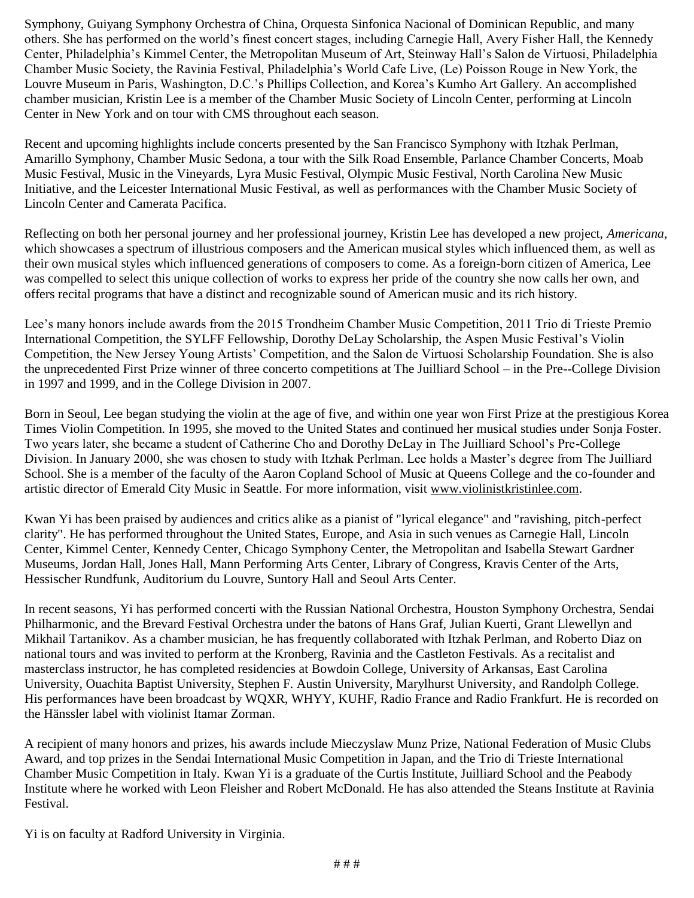Symphony, Guiyang Symphony Orchestra of China, Orquesta Sinfonica Nacional of Dominican Republic, and many others. She has performed on the world's finest concert stages, including Carnegie Hall, Avery Fisher Hall, the Kennedy Center, Philadelphia's Kimmel Center, the Metropolitan Museum of Art, Steinway Hall's Salon de Virtuosi, Philadelphia Chamber Music Society, the Ravinia Festival, Philadelphia's World Cafe Live, (Le) Poisson Rouge in New York, the Louvre Museum in Paris, Washington, D.C.'s Phillips Collection, and Korea's Kumho Art Gallery. An accomplished chamber musician, Kristin Lee is a member of the Chamber Music Society of Lincoln Center, performing at Lincoln Center in New York and on tour with CMS throughout each season.

Recent and upcoming highlights include concerts presented by the San Francisco Symphony with Itzhak Perlman, Amarillo Symphony, Chamber Music Sedona, a tour with the Silk Road Ensemble, Parlance Chamber Concerts, Moab Music Festival, Music in the Vineyards, Lyra Music Festival, Olympic Music Festival, North Carolina New Music Initiative, and the Leicester International Music Festival, as well as performances with the Chamber Music Society of Lincoln Center and Camerata Pacifica.

Reflecting on both her personal journey and her professional journey, Kristin Lee has developed a new project, *Americana*, which showcases a spectrum of illustrious composers and the American musical styles which influenced them, as well as their own musical styles which influenced generations of composers to come. As a foreign-born citizen of America, Lee was compelled to select this unique collection of works to express her pride of the country she now calls her own, and offers recital programs that have a distinct and recognizable sound of American music and its rich history.

Lee's many honors include awards from the 2015 Trondheim Chamber Music Competition, 2011 Trio di Trieste Premio International Competition, the SYLFF Fellowship, Dorothy DeLay Scholarship, the Aspen Music Festival's Violin Competition, the New Jersey Young Artists' Competition, and the Salon de Virtuosi Scholarship Foundation. She is also the unprecedented First Prize winner of three concerto competitions at The Juilliard School – in the Pre--College Division in 1997 and 1999, and in the College Division in 2007.

Born in Seoul, Lee began studying the violin at the age of five, and within one year won First Prize at the prestigious Korea Times Violin Competition. In 1995, she moved to the United States and continued her musical studies under Sonja Foster. Two years later, she became a student of Catherine Cho and Dorothy DeLay in The Juilliard School's Pre-College Division. In January 2000, she was chosen to study with Itzhak Perlman. Lee holds a Master's degree from The Juilliard School. She is a member of the faculty of the Aaron Copland School of Music at Queens College and the co-founder and artistic director of Emerald City Music in Seattle. For more information, visit www.violinistkristinlee.com.

Kwan Yi has been praised by audiences and critics alike as a pianist of "lyrical elegance" and "ravishing, pitch-perfect clarity". He has performed throughout the United States, Europe, and Asia in such venues as Carnegie Hall, Lincoln Center, Kimmel Center, Kennedy Center, Chicago Symphony Center, the Metropolitan and Isabella Stewart Gardner Museums, Jordan Hall, Jones Hall, Mann Performing Arts Center, Library of Congress, Kravis Center of the Arts, Hessischer Rundfunk, Auditorium du Louvre, Suntory Hall and Seoul Arts Center.

In recent seasons, Yi has performed concerti with the Russian National Orchestra, Houston Symphony Orchestra, Sendai Philharmonic, and the Brevard Festival Orchestra under the batons of Hans Graf, Julian Kuerti, Grant Llewellyn and Mikhail Tartanikov. As a chamber musician, he has frequently collaborated with Itzhak Perlman, and Roberto Diaz on national tours and was invited to perform at the Kronberg, Ravinia and the Castleton Festivals. As a recitalist and masterclass instructor, he has completed residencies at Bowdoin College, University of Arkansas, East Carolina University, Ouachita Baptist University, Stephen F. Austin University, Marylhurst University, and Randolph College. His performances have been broadcast by WQXR, WHYY, KUHF, Radio France and Radio Frankfurt. He is recorded on the Hänssler label with violinist Itamar Zorman.

A recipient of many honors and prizes, his awards include Mieczyslaw Munz Prize, National Federation of Music Clubs Award, and top prizes in the Sendai International Music Competition in Japan, and the Trio di Trieste International Chamber Music Competition in Italy. Kwan Yi is a graduate of the Curtis Institute, Juilliard School and the Peabody Institute where he worked with Leon Fleisher and Robert McDonald. He has also attended the Steans Institute at Ravinia Festival.

Yi is on faculty at Radford University in Virginia.

# # #